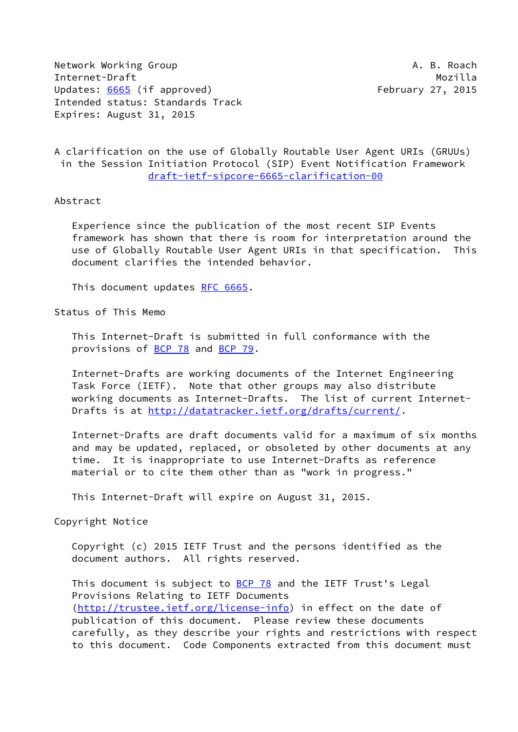Network Working Group A. B. Roach
Internet-Draft Mozilla
Updates: 6665 (if approved) February 27, 2015
Intended status: Standards Track
Expires: August 31, 2015

# A clarification on the use of Globally Routable User Agent URIs (GRUUs) in the Session Initiation Protocol (SIP) Event Notification Framework
draft-ietf-sipcore-6665-clarification-00

## Abstract

Experience since the publication of the most recent SIP Events framework has shown that there is room for interpretation around the use of Globally Routable User Agent URIs in that specification. This document clarifies the intended behavior.

This document updates RFC 6665.

## Status of This Memo

This Internet-Draft is submitted in full conformance with the provisions of BCP 78 and BCP 79.

Internet-Drafts are working documents of the Internet Engineering Task Force (IETF). Note that other groups may also distribute working documents as Internet-Drafts. The list of current Internet-Drafts is at http://datatracker.ietf.org/drafts/current/.

Internet-Drafts are draft documents valid for a maximum of six months and may be updated, replaced, or obsoleted by other documents at any time. It is inappropriate to use Internet-Drafts as reference material or to cite them other than as "work in progress."

This Internet-Draft will expire on August 31, 2015.

## Copyright Notice

Copyright (c) 2015 IETF Trust and the persons identified as the document authors. All rights reserved.

This document is subject to BCP 78 and the IETF Trust's Legal Provisions Relating to IETF Documents (http://trustee.ietf.org/license-info) in effect on the date of publication of this document. Please review these documents carefully, as they describe your rights and restrictions with respect to this document. Code Components extracted from this document must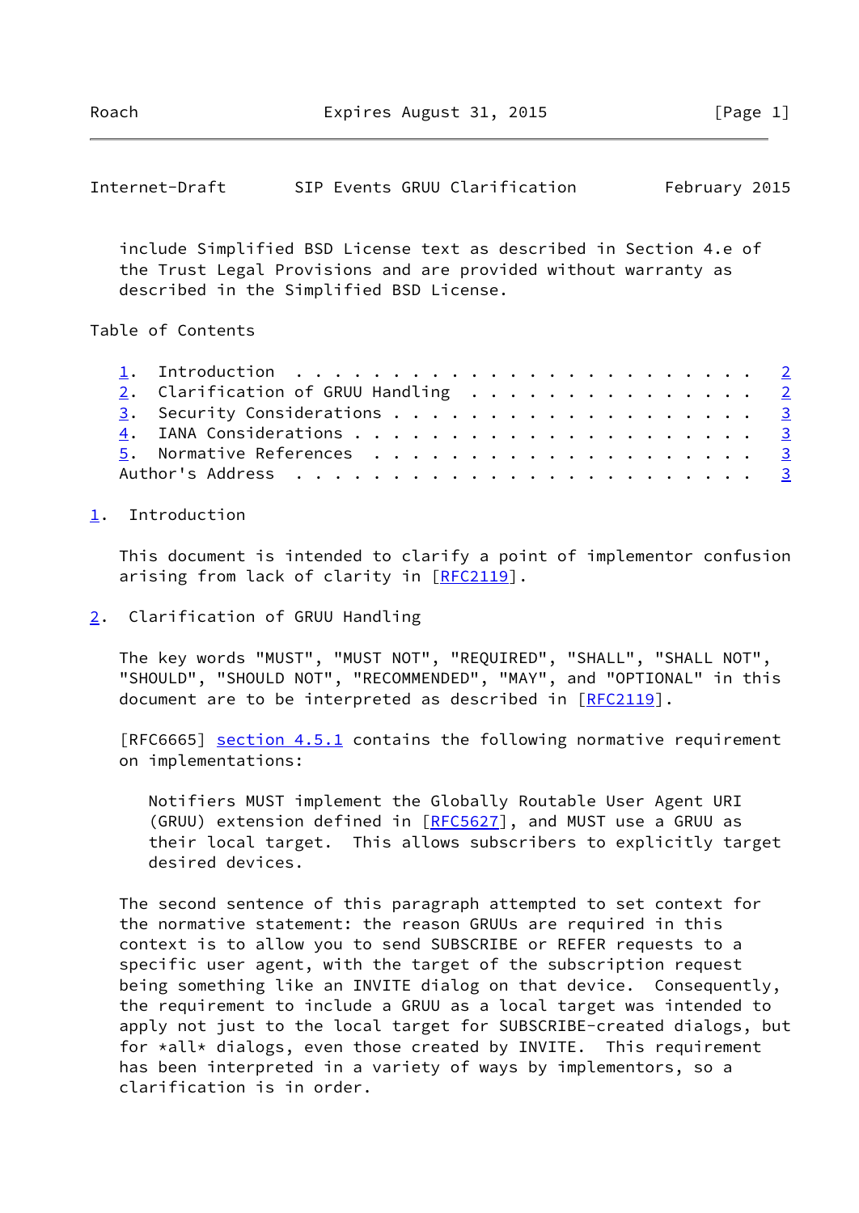include Simplified BSD License text as described in Section 4.e of the Trust Legal Provisions and are provided without warranty as described in the Simplified BSD License.

## Table of Contents

1. Introduction . . . . . . . . . . . . . . . . . . . . . . . . 2
2. Clarification of GRUU Handling . . . . . . . . . . . . . . . 2
3. Security Considerations . . . . . . . . . . . . . . . . . . . 3
4. IANA Considerations . . . . . . . . . . . . . . . . . . . . . 3
5. Normative References . . . . . . . . . . . . . . . . . . . . 3

Author's Address . . . . . . . . . . . . . . . . . . . . . . . . 3

## 1. Introduction

This document is intended to clarify a point of implementor confusion arising from lack of clarity in [RFC2119].

## 2. Clarification of GRUU Handling

The key words "MUST", "MUST NOT", "REQUIRED", "SHALL", "SHALL NOT", "SHOULD", "SHOULD NOT", "RECOMMENDED", "MAY", and "OPTIONAL" in this document are to be interpreted as described in [RFC2119].

[RFC6665] section 4.5.1 contains the following normative requirement on implementations:

> Notifiers MUST implement the Globally Routable User Agent URI (GRUU) extension defined in [RFC5627], and MUST use a GRUU as their local target. This allows subscribers to explicitly target desired devices.

The second sentence of this paragraph attempted to set context for the normative statement: the reason GRUUs are required in this context is to allow you to send SUBSCRIBE or REFER requests to a specific user agent, with the target of the subscription request being something like an INVITE dialog on that device. Consequently, the requirement to include a GRUU as a local target was intended to apply not just to the local target for SUBSCRIBE-created dialogs, but for *all* dialogs, even those created by INVITE. This requirement has been interpreted in a variety of ways by implementors, so a clarification is in order.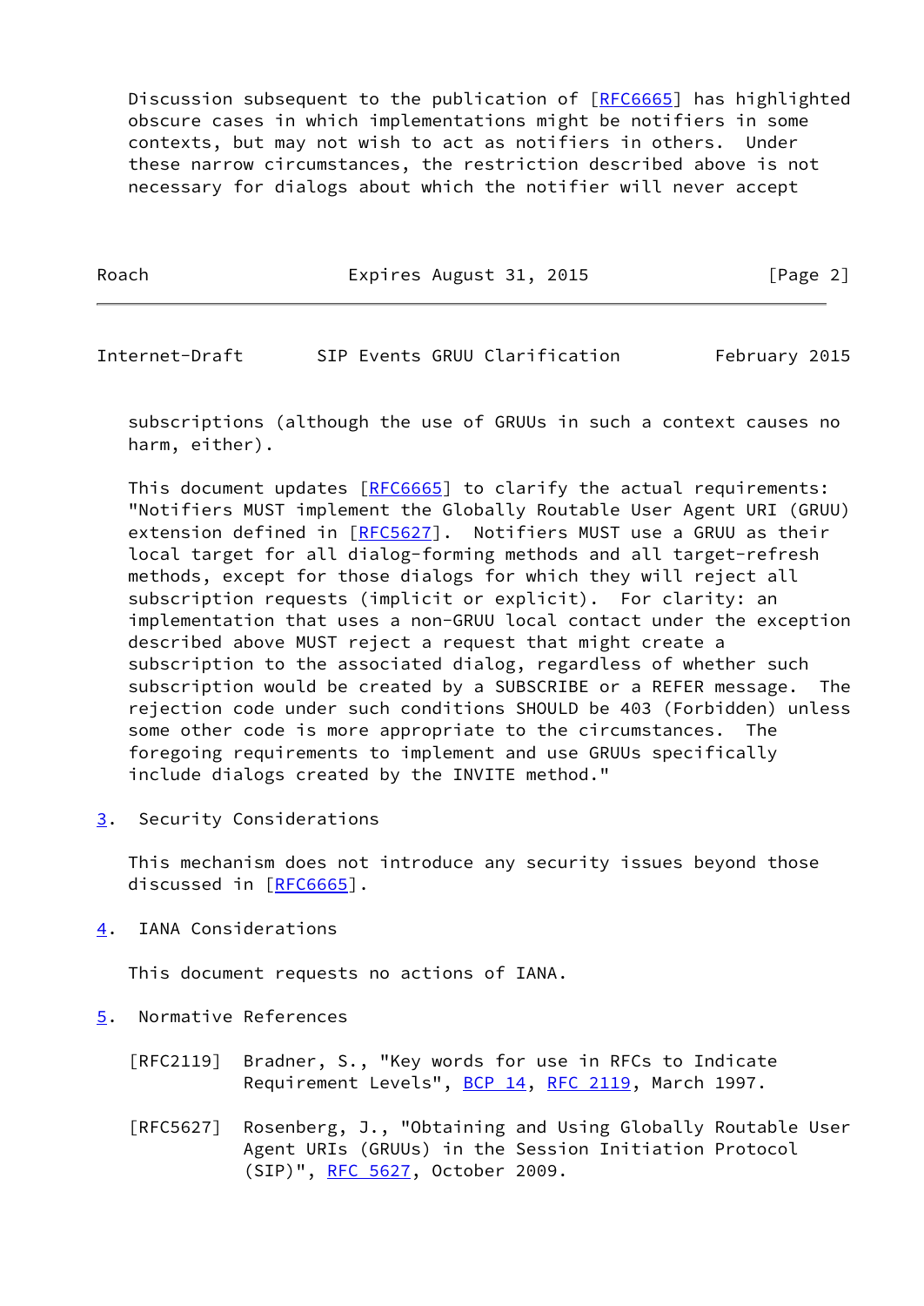Discussion subsequent to the publication of [RFC6665] has highlighted obscure cases in which implementations might be notifiers in some contexts, but may not wish to act as notifiers in others. Under these narrow circumstances, the restriction described above is not necessary for dialogs about which the notifier will never accept subscriptions (although the use of GRUUs in such a context causes no harm, either).

This document updates [RFC6665] to clarify the actual requirements: "Notifiers MUST implement the Globally Routable User Agent URI (GRUU) extension defined in [RFC5627]. Notifiers MUST use a GRUU as their local target for all dialog-forming methods and all target-refresh methods, except for those dialogs for which they will reject all subscription requests (implicit or explicit). For clarity: an implementation that uses a non-GRUU local contact under the exception described above MUST reject a request that might create a subscription to the associated dialog, regardless of whether such subscription would be created by a SUBSCRIBE or a REFER message. The rejection code under such conditions SHOULD be 403 (Forbidden) unless some other code is more appropriate to the circumstances. The foregoing requirements to implement and use GRUUs specifically include dialogs created by the INVITE method."

## 3. Security Considerations

This mechanism does not introduce any security issues beyond those discussed in [RFC6665].

## 4. IANA Considerations

This document requests no actions of IANA.

## 5. Normative References

[RFC2119] Bradner, S., "Key words for use in RFCs to Indicate Requirement Levels", BCP 14, RFC 2119, March 1997.

[RFC5627] Rosenberg, J., "Obtaining and Using Globally Routable User Agent URIs (GRUUs) in the Session Initiation Protocol (SIP)", RFC 5627, October 2009.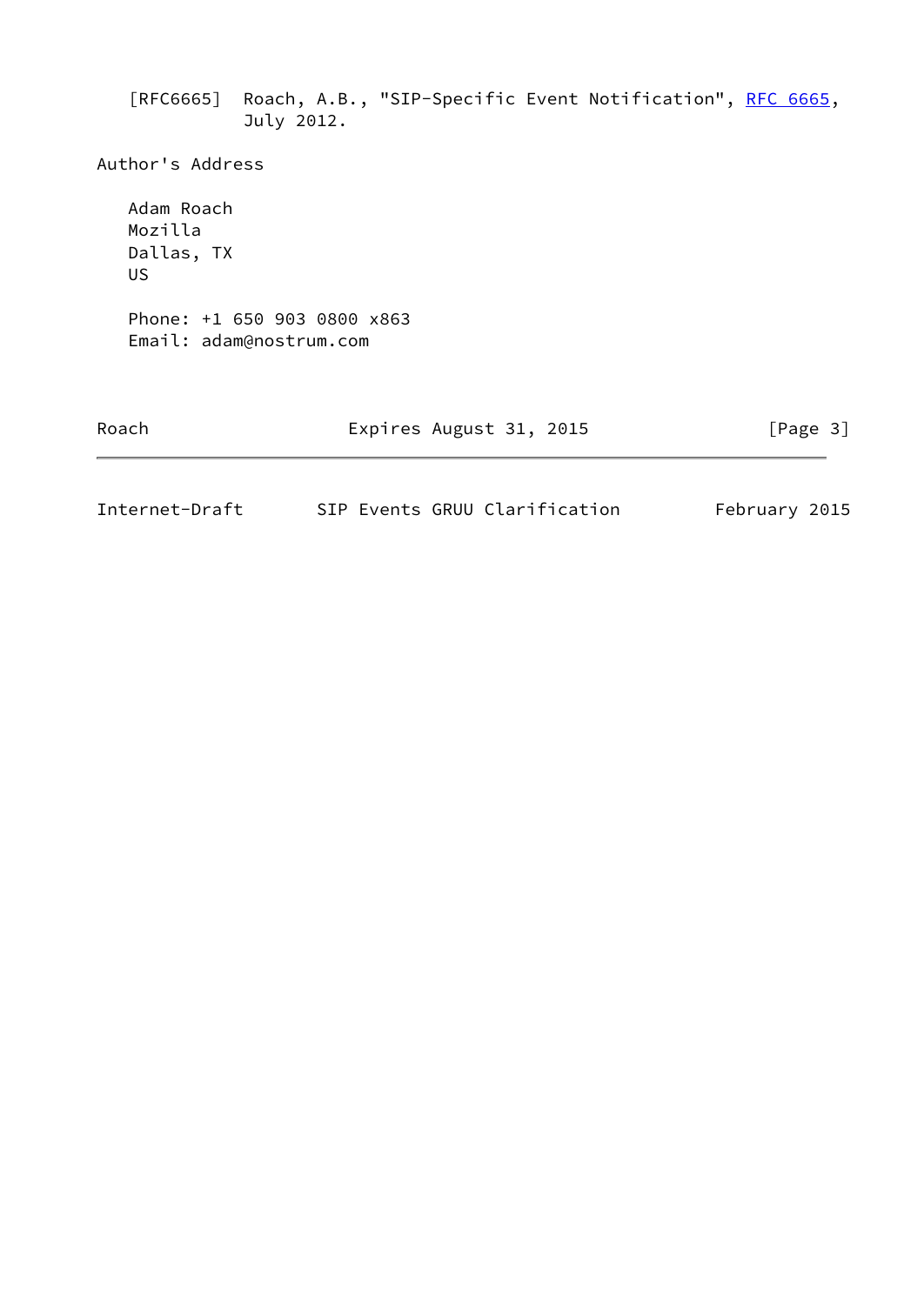[RFC6665]  Roach, A.B., "SIP-Specific Event Notification", RFC 6665, July 2012.

## Author's Address

Adam Roach
Mozilla
Dallas, TX
US

Phone: +1 650 903 0800 x863
Email: adam@nostrum.com